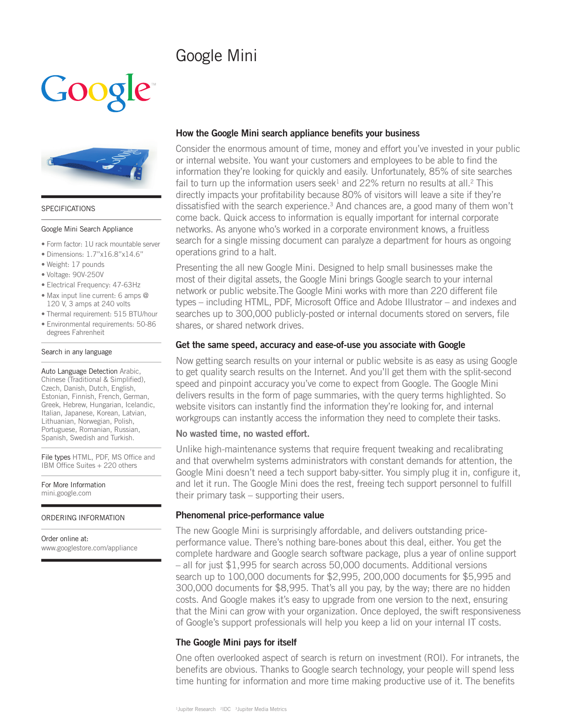# Google Mini

## How the Google Mini search appliance benefits your business

Consider the enormous amount of time, money and effort you've invested in your public or internal website. You want your customers and employees to be able to find the information they're looking for quickly and easily. Unfortunately, 85% of site searches fail to turn up the information users seek[1] and 22% return no results at all.[2] This directly impacts your profitability because 80% of visitors will leave a site if they're dissatisfied with the search experience.[3] And chances are, a good many of them won't come back. Quick access to information is equally important for internal corporate networks. As anyone who's worked in a corporate environment knows, a fruitless search for a single missing document can paralyze a department for hours as ongoing operations grind to a halt.

Presenting the all new Google Mini. Designed to help small businesses make the most of their digital assets, the Google Mini brings Google search to your internal network or public website.The Google Mini works with more than 220 different file types – including HTML, PDF, Microsoft Office and Adobe Illustrator – and indexes and searches up to 300,000 publicly-posted or internal documents stored on servers, file shares, or shared network drives.

## Get the same speed, accuracy and ease-of-use you associate with Google

Now getting search results on your internal or public website is as easy as using Google to get quality search results on the Internet. And you'll get them with the split-second speed and pinpoint accuracy you've come to expect from Google. The Google Mini delivers results in the form of page summaries, with the query terms highlighted. So website visitors can instantly find the information they're looking for, and internal workgroups can instantly access the information they need to complete their tasks.

### No wasted time, no wasted effort.

Unlike high-maintenance systems that require frequent tweaking and recalibrating and that overwhelm systems administrators with constant demands for attention, the Google Mini doesn't need a tech support baby-sitter. You simply plug it in, configure it, and let it run. The Google Mini does the rest, freeing tech support personnel to fulfill their primary task – supporting their users.

## Phenomenal price-performance value

The new Google Mini is surprisingly affordable, and delivers outstanding price-performance value. There's nothing bare-bones about this deal, either. You get the complete hardware and Google search software package, plus a year of online support – all for just $1,995 for search across 50,000 documents. Additional versions search up to 100,000 documents for $2,995, 200,000 documents for $5,995 and 300,000 documents for $8,995. That's all you pay, by the way; there are no hidden costs. And Google makes it's easy to upgrade from one version to the next, ensuring that the Mini can grow with your organization. Once deployed, the swift responsiveness of Google's support professionals will help you keep a lid on your internal IT costs.

## The Google Mini pays for itself

One often overlooked aspect of search is return on investment (ROI). For intranets, the benefits are obvious. Thanks to Google search technology, your people will spend less time hunting for information and more time making productive use of it. The benefits

[1]Jupiter Research [2]IDC [3]Jupiter Media Metrics

---

## SPECIFICATIONS

### Google Mini Search Appliance

- Form factor: 1U rack mountable server
- Dimensions: 1.7"x16.8"x14.6"
- Weight: 17 pounds
- Voltage: 90V-250V
- Electrical Frequency: 47-63Hz
- Max input line current: 6 amps @ 120 V, 3 amps at 240 volts
- Thermal requirement: 515 BTU/hour
- Environmental requirements: 50-86 degrees Fahrenheit

### Search in any language

Auto Language Detection Arabic, Chinese (Traditional & Simplified), Czech, Danish, Dutch, English, Estonian, Finnish, French, German, Greek, Hebrew, Hungarian, Icelandic, Italian, Japanese, Korean, Latvian, Lithuanian, Norwegian, Polish, Portuguese, Romanian, Russian, Spanish, Swedish and Turkish.

File types HTML, PDF, MS Office and IBM Office Suites + 220 others

For More Information
mini.google.com

## ORDERING INFORMATION

Order online at:
www.googlestore.com/appliance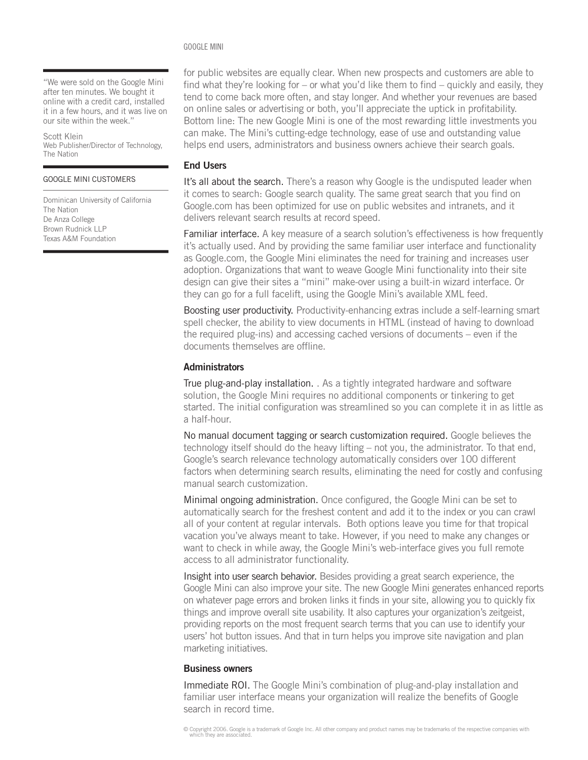for public websites are equally clear. When new prospects and customers are able to find what they're looking for – or what you'd like them to find – quickly and easily, they tend to come back more often, and stay longer. And whether your revenues are based on online sales or advertising or both, you'll appreciate the uptick in profitability. Bottom line: The new Google Mini is one of the most rewarding little investments you can make. The Mini's cutting-edge technology, ease of use and outstanding value helps end users, administrators and business owners achieve their search goals.

> "We were sold on the Google Mini after ten minutes. We bought it online with a credit card, installed it in a few hours, and it was live on our site within the week."
>
> Scott Klein
> Web Publisher/Director of Technology, The Nation

GOOGLE MINI CUSTOMERS

Dominican University of California
The Nation
De Anza College
Brown Rudnick LLP
Texas A&M Foundation

### End Users

It's all about the search. There's a reason why Google is the undisputed leader when it comes to search: Google search quality. The same great search that you find on Google.com has been optimized for use on public websites and intranets, and it delivers relevant search results at record speed.

Familiar interface. A key measure of a search solution's effectiveness is how frequently it's actually used. And by providing the same familiar user interface and functionality as Google.com, the Google Mini eliminates the need for training and increases user adoption. Organizations that want to weave Google Mini functionality into their site design can give their sites a "mini" make-over using a built-in wizard interface. Or they can go for a full facelift, using the Google Mini's available XML feed.

Boosting user productivity. Productivity-enhancing extras include a self-learning smart spell checker, the ability to view documents in HTML (instead of having to download the required plug-ins) and accessing cached versions of documents – even if the documents themselves are offline.

### Administrators

True plug-and-play installation. . As a tightly integrated hardware and software solution, the Google Mini requires no additional components or tinkering to get started. The initial configuration was streamlined so you can complete it in as little as a half-hour.

No manual document tagging or search customization required. Google believes the technology itself should do the heavy lifting – not you, the administrator. To that end, Google's search relevance technology automatically considers over 100 different factors when determining search results, eliminating the need for costly and confusing manual search customization.

Minimal ongoing administration. Once configured, the Google Mini can be set to automatically search for the freshest content and add it to the index or you can crawl all of your content at regular intervals. Both options leave you time for that tropical vacation you've always meant to take. However, if you need to make any changes or want to check in while away, the Google Mini's web-interface gives you full remote access to all administrator functionality.

Insight into user search behavior. Besides providing a great search experience, the Google Mini can also improve your site. The new Google Mini generates enhanced reports on whatever page errors and broken links it finds in your site, allowing you to quickly fix things and improve overall site usability. It also captures your organization's zeitgeist, providing reports on the most frequent search terms that you can use to identify your users' hot button issues. And that in turn helps you improve site navigation and plan marketing initiatives.

### Business owners

Immediate ROI. The Google Mini's combination of plug-and-play installation and familiar user interface means your organization will realize the benefits of Google search in record time.

© Copyright 2006. Google is a trademark of Google Inc. All other company and product names may be trademarks of the respective companies with which they are associated.